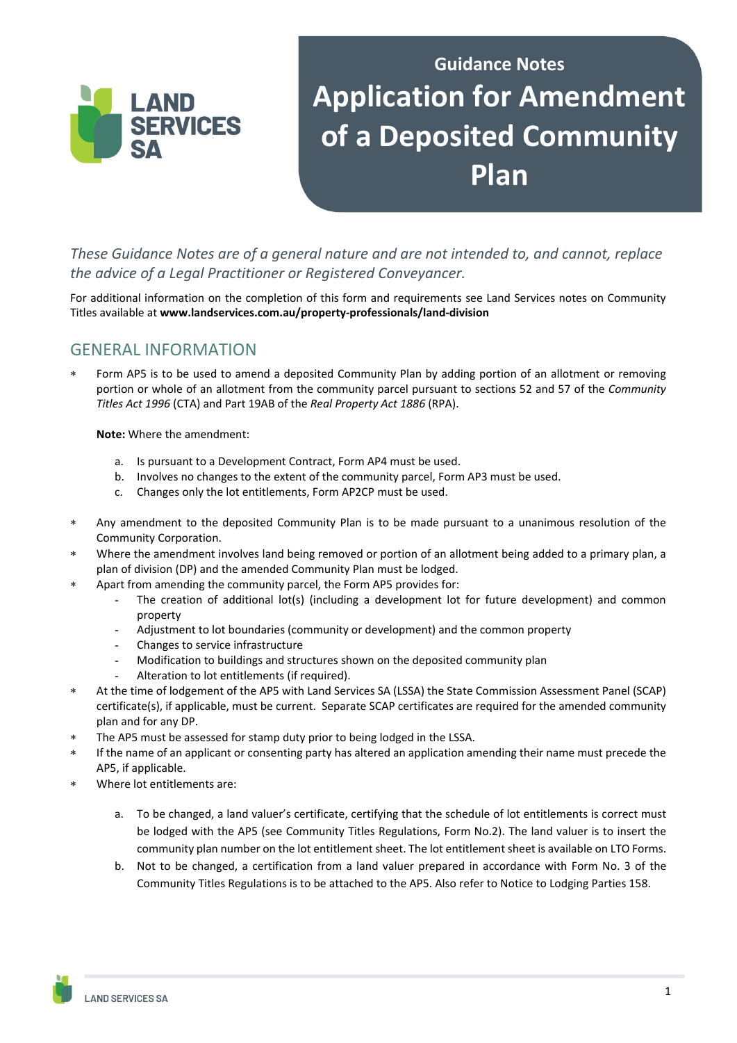Guidance Notes

# Application for Amendment of a Deposited Community Plan

*These Guidance Notes are of a general nature and are not intended to, and cannot, replace the advice of a Legal Practitioner or Registered Conveyancer.*

For additional information on the completion of this form and requirements see Land Services notes on Community Titles available at **www.landservices.com.au/property-professionals/land-division**

## GENERAL INFORMATION

* Form AP5 is to be used to amend a deposited Community Plan by adding portion of an allotment or removing portion or whole of an allotment from the community parcel pursuant to sections 52 and 57 of the *Community Titles Act 1996* (CTA) and Part 19AB of the *Real Property Act 1886* (RPA).

  **Note:** Where the amendment:

  a. Is pursuant to a Development Contract, Form AP4 must be used.
  b. Involves no changes to the extent of the community parcel, Form AP3 must be used.
  c. Changes only the lot entitlements, Form AP2CP must be used.

* Any amendment to the deposited Community Plan is to be made pursuant to a unanimous resolution of the Community Corporation.
* Where the amendment involves land being removed or portion of an allotment being added to a primary plan, a plan of division (DP) and the amended Community Plan must be lodged.
* Apart from amending the community parcel, the Form AP5 provides for:
  - The creation of additional lot(s) (including a development lot for future development) and common property
  - Adjustment to lot boundaries (community or development) and the common property
  - Changes to service infrastructure
  - Modification to buildings and structures shown on the deposited community plan
  - Alteration to lot entitlements (if required).
* At the time of lodgement of the AP5 with Land Services SA (LSSA) the State Commission Assessment Panel (SCAP) certificate(s), if applicable, must be current. Separate SCAP certificates are required for the amended community plan and for any DP.
* The AP5 must be assessed for stamp duty prior to being lodged in the LSSA.
* If the name of an applicant or consenting party has altered an application amending their name must precede the AP5, if applicable.
* Where lot entitlements are:

  a. To be changed, a land valuer's certificate, certifying that the schedule of lot entitlements is correct must be lodged with the AP5 (see Community Titles Regulations, Form No.2). The land valuer is to insert the community plan number on the lot entitlement sheet. The lot entitlement sheet is available on LTO Forms.
  b. Not to be changed, a certification from a land valuer prepared in accordance with Form No. 3 of the Community Titles Regulations is to be attached to the AP5. Also refer to Notice to Lodging Parties 158.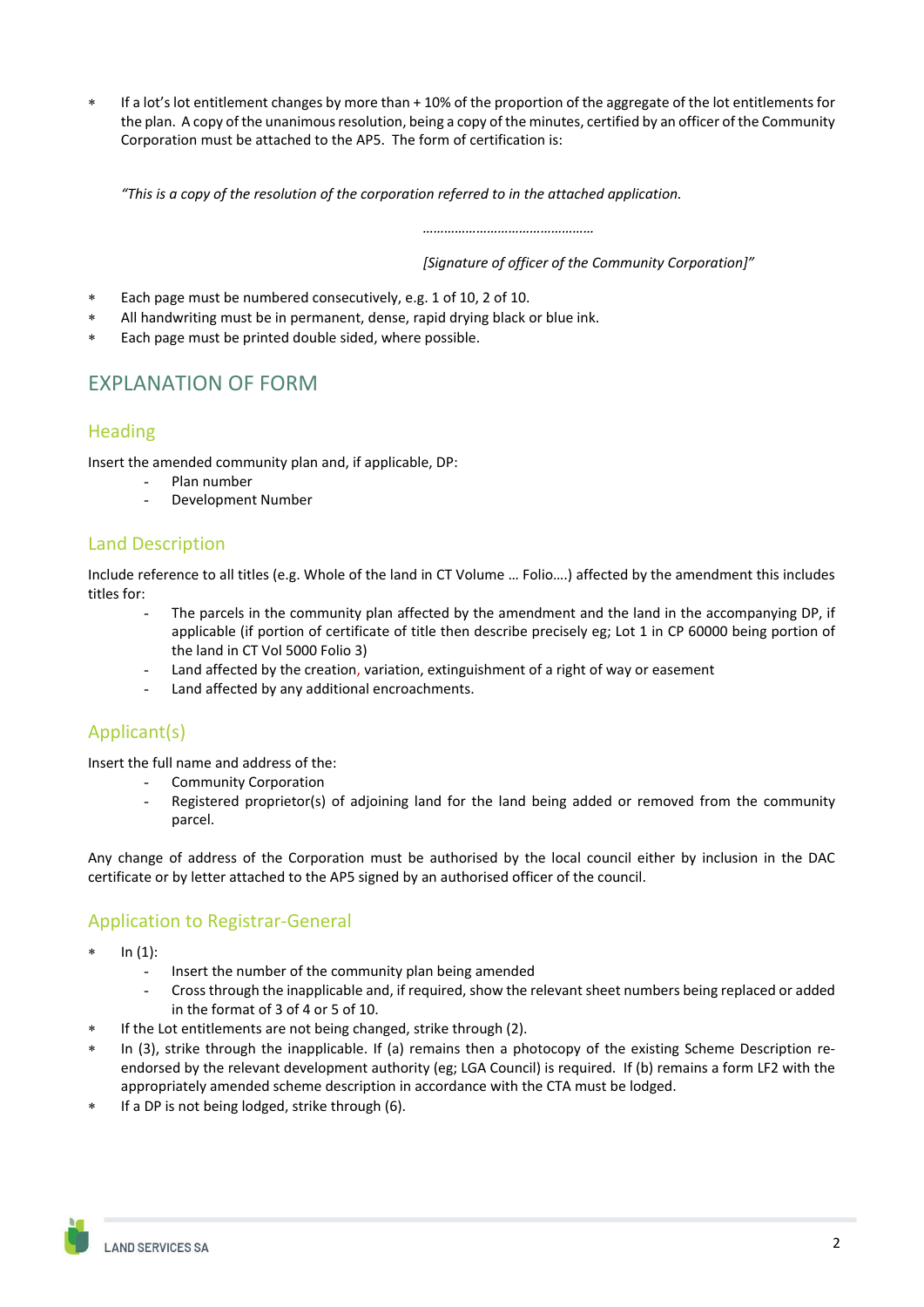- If a lot's lot entitlement changes by more than + 10% of the proportion of the aggregate of the lot entitlements for the plan. A copy of the unanimous resolution, being a copy of the minutes, certified by an officer of the Community Corporation must be attached to the AP5. The form of certification is:

*"This is a copy of the resolution of the corporation referred to in the attached application.*

………………………………………

*[Signature of officer of the Community Corporation]"*

- Each page must be numbered consecutively, e.g. 1 of 10, 2 of 10.
- All handwriting must be in permanent, dense, rapid drying black or blue ink.
- Each page must be printed double sided, where possible.

## EXPLANATION OF FORM

### Heading

Insert the amended community plan and, if applicable, DP:

- Plan number
- Development Number

### Land Description

Include reference to all titles (e.g. Whole of the land in CT Volume … Folio….) affected by the amendment this includes titles for:

- The parcels in the community plan affected by the amendment and the land in the accompanying DP, if applicable (if portion of certificate of title then describe precisely eg; Lot 1 in CP 60000 being portion of the land in CT Vol 5000 Folio 3)
- Land affected by the creation, variation, extinguishment of a right of way or easement
- Land affected by any additional encroachments.

### Applicant(s)

Insert the full name and address of the:

- Community Corporation
- Registered proprietor(s) of adjoining land for the land being added or removed from the community parcel.

Any change of address of the Corporation must be authorised by the local council either by inclusion in the DAC certificate or by letter attached to the AP5 signed by an authorised officer of the council.

### Application to Registrar-General

- In (1):
  - Insert the number of the community plan being amended
  - Cross through the inapplicable and, if required, show the relevant sheet numbers being replaced or added in the format of 3 of 4 or 5 of 10.
- If the Lot entitlements are not being changed, strike through (2).
- In (3), strike through the inapplicable. If (a) remains then a photocopy of the existing Scheme Description re-endorsed by the relevant development authority (eg; LGA Council) is required. If (b) remains a form LF2 with the appropriately amended scheme description in accordance with the CTA must be lodged.
- If a DP is not being lodged, strike through (6).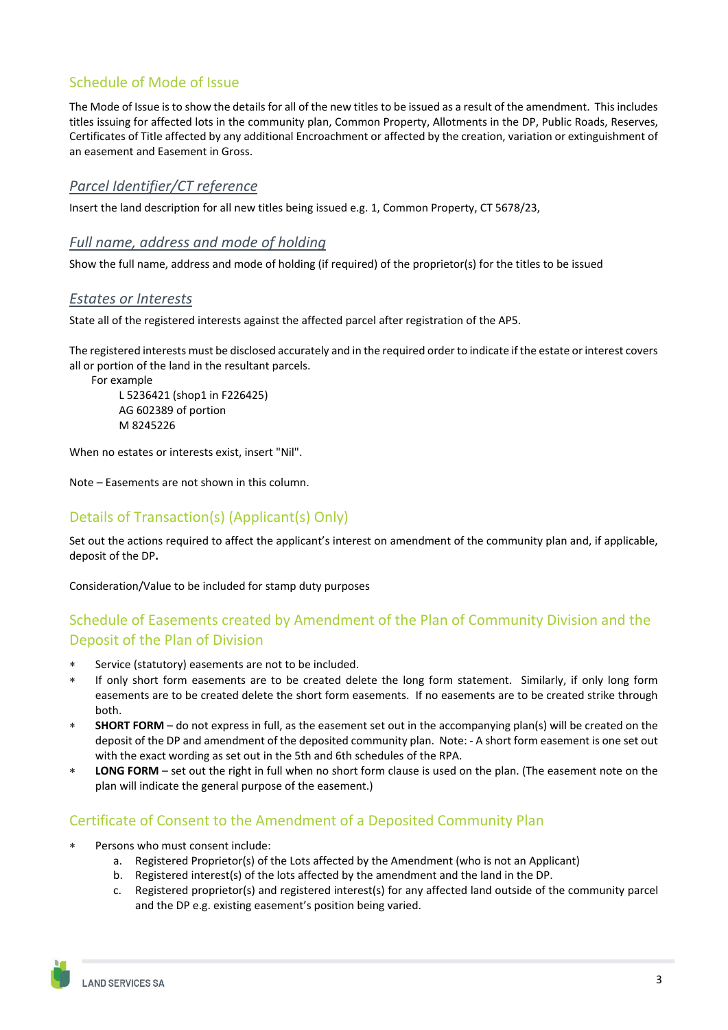## Schedule of Mode of Issue

The Mode of Issue is to show the details for all of the new titles to be issued as a result of the amendment. This includes titles issuing for affected lots in the community plan, Common Property, Allotments in the DP, Public Roads, Reserves, Certificates of Title affected by any additional Encroachment or affected by the creation, variation or extinguishment of an easement and Easement in Gross.

### *Parcel Identifier/CT reference*

Insert the land description for all new titles being issued e.g. 1, Common Property, CT 5678/23,

### *Full name, address and mode of holding*

Show the full name, address and mode of holding (if required) of the proprietor(s) for the titles to be issued

### *Estates or Interests*

State all of the registered interests against the affected parcel after registration of the AP5.

The registered interests must be disclosed accurately and in the required order to indicate if the estate or interest covers all or portion of the land in the resultant parcels.

For example

L 5236421 (shop1 in F226425)
AG 602389 of portion
M 8245226

When no estates or interests exist, insert "Nil".

Note – Easements are not shown in this column.

## Details of Transaction(s) (Applicant(s) Only)

Set out the actions required to affect the applicant's interest on amendment of the community plan and, if applicable, deposit of the DP**.**

Consideration/Value to be included for stamp duty purposes

## Schedule of Easements created by Amendment of the Plan of Community Division and the Deposit of the Plan of Division

* Service (statutory) easements are not to be included.
* If only short form easements are to be created delete the long form statement. Similarly, if only long form easements are to be created delete the short form easements. If no easements are to be created strike through both.
* **SHORT FORM** – do not express in full, as the easement set out in the accompanying plan(s) will be created on the deposit of the DP and amendment of the deposited community plan. Note: - A short form easement is one set out with the exact wording as set out in the 5th and 6th schedules of the RPA.
* **LONG FORM** – set out the right in full when no short form clause is used on the plan. (The easement note on the plan will indicate the general purpose of the easement.)

## Certificate of Consent to the Amendment of a Deposited Community Plan

* Persons who must consent include:
    a. Registered Proprietor(s) of the Lots affected by the Amendment (who is not an Applicant)
    b. Registered interest(s) of the lots affected by the amendment and the land in the DP.
    c. Registered proprietor(s) and registered interest(s) for any affected land outside of the community parcel and the DP e.g. existing easement's position being varied.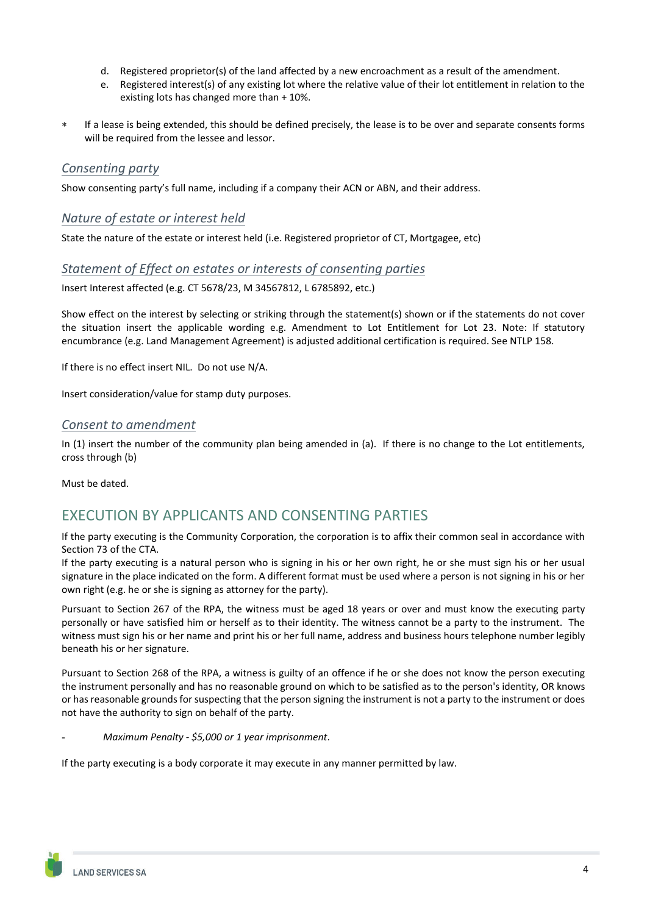d. Registered proprietor(s) of the land affected by a new encroachment as a result of the amendment.
e. Registered interest(s) of any existing lot where the relative value of their lot entitlement in relation to the existing lots has changed more than + 10%.

* If a lease is being extended, this should be defined precisely, the lease is to be over and separate consents forms will be required from the lessee and lessor.

### *Consenting party*

Show consenting party's full name, including if a company their ACN or ABN, and their address.

### *Nature of estate or interest held*

State the nature of the estate or interest held (i.e. Registered proprietor of CT, Mortgagee, etc)

### *Statement of Effect on estates or interests of consenting parties*

Insert Interest affected (e.g. CT 5678/23, M 34567812, L 6785892, etc.)

Show effect on the interest by selecting or striking through the statement(s) shown or if the statements do not cover the situation insert the applicable wording e.g. Amendment to Lot Entitlement for Lot 23. Note: If statutory encumbrance (e.g. Land Management Agreement) is adjusted additional certification is required. See NTLP 158.

If there is no effect insert NIL. Do not use N/A.

Insert consideration/value for stamp duty purposes.

### *Consent to amendment*

In (1) insert the number of the community plan being amended in (a). If there is no change to the Lot entitlements, cross through (b)

Must be dated.

## EXECUTION BY APPLICANTS AND CONSENTING PARTIES

If the party executing is the Community Corporation, the corporation is to affix their common seal in accordance with Section 73 of the CTA.
If the party executing is a natural person who is signing in his or her own right, he or she must sign his or her usual signature in the place indicated on the form. A different format must be used where a person is not signing in his or her own right (e.g. he or she is signing as attorney for the party).

Pursuant to Section 267 of the RPA, the witness must be aged 18 years or over and must know the executing party personally or have satisfied him or herself as to their identity. The witness cannot be a party to the instrument. The witness must sign his or her name and print his or her full name, address and business hours telephone number legibly beneath his or her signature.

Pursuant to Section 268 of the RPA, a witness is guilty of an offence if he or she does not know the person executing the instrument personally and has no reasonable ground on which to be satisfied as to the person's identity, OR knows or has reasonable grounds for suspecting that the person signing the instrument is not a party to the instrument or does not have the authority to sign on behalf of the party.

- *Maximum Penalty - $5,000 or 1 year imprisonment*.

If the party executing is a body corporate it may execute in any manner permitted by law.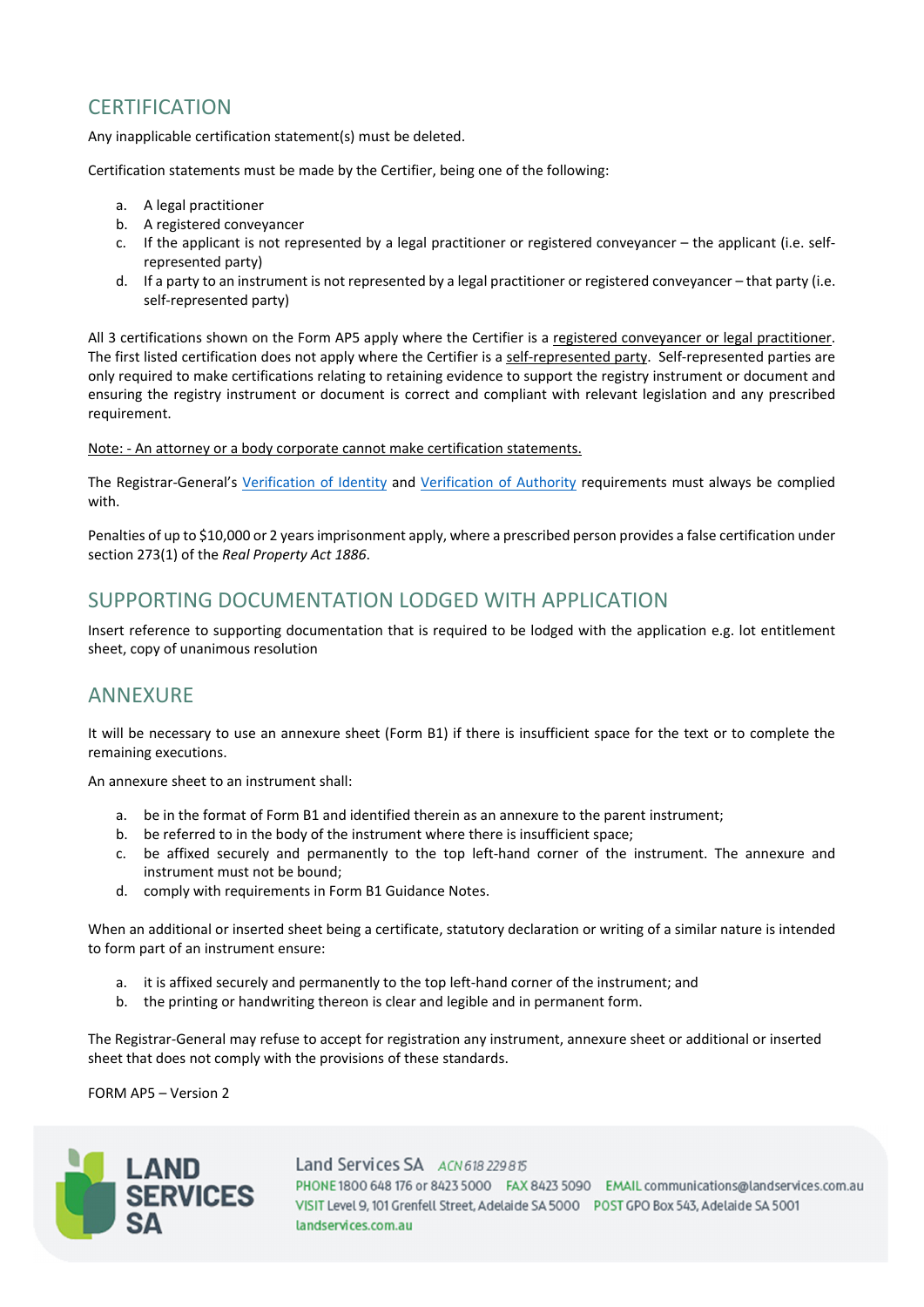## CERTIFICATION

Any inapplicable certification statement(s) must be deleted.

Certification statements must be made by the Certifier, being one of the following:

a. A legal practitioner
b. A registered conveyancer
c. If the applicant is not represented by a legal practitioner or registered conveyancer – the applicant (i.e. self-represented party)
d. If a party to an instrument is not represented by a legal practitioner or registered conveyancer – that party (i.e. self-represented party)

All 3 certifications shown on the Form AP5 apply where the Certifier is a registered conveyancer or legal practitioner. The first listed certification does not apply where the Certifier is a self-represented party. Self-represented parties are only required to make certifications relating to retaining evidence to support the registry instrument or document and ensuring the registry instrument or document is correct and compliant with relevant legislation and any prescribed requirement.

Note: - An attorney or a body corporate cannot make certification statements.

The Registrar-General's Verification of Identity and Verification of Authority requirements must always be complied with.

Penalties of up to $10,000 or 2 years imprisonment apply, where a prescribed person provides a false certification under section 273(1) of the *Real Property Act 1886*.

## SUPPORTING DOCUMENTATION LODGED WITH APPLICATION

Insert reference to supporting documentation that is required to be lodged with the application e.g. lot entitlement sheet, copy of unanimous resolution

## ANNEXURE

It will be necessary to use an annexure sheet (Form B1) if there is insufficient space for the text or to complete the remaining executions.

An annexure sheet to an instrument shall:

a. be in the format of Form B1 and identified therein as an annexure to the parent instrument;
b. be referred to in the body of the instrument where there is insufficient space;
c. be affixed securely and permanently to the top left-hand corner of the instrument. The annexure and instrument must not be bound;
d. comply with requirements in Form B1 Guidance Notes.

When an additional or inserted sheet being a certificate, statutory declaration or writing of a similar nature is intended to form part of an instrument ensure:

a. it is affixed securely and permanently to the top left-hand corner of the instrument; and
b. the printing or handwriting thereon is clear and legible and in permanent form.

The Registrar-General may refuse to accept for registration any instrument, annexure sheet or additional or inserted sheet that does not comply with the provisions of these standards.

FORM AP5 – Version 2

Land Services SA ACN 618 229 815
PHONE 1800 648 176 or 8423 5000 FAX 8423 5090 EMAIL communications@landservices.com.au
VISIT Level 9, 101 Grenfell Street, Adelaide SA 5000 POST GPO Box 543, Adelaide SA 5001
landservices.com.au